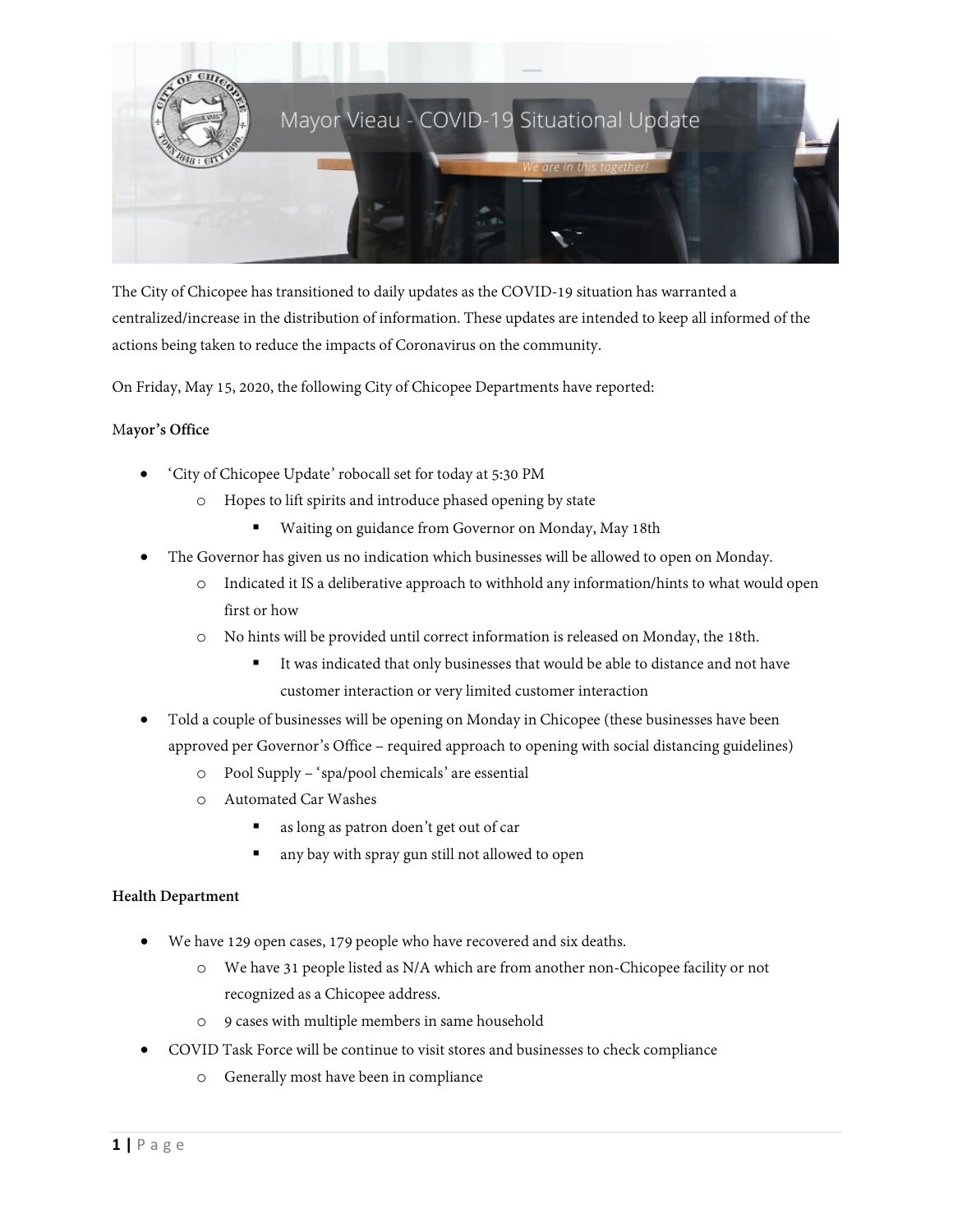# Mayor Vieau - COVID-19 Situational Update

*We are in this together!*

The City of Chicopee has transitioned to daily updates as the COVID-19 situation has warranted a centralized/increase in the distribution of information. These updates are intended to keep all informed of the actions being taken to reduce the impacts of Coronavirus on the community.

On Friday, May 15, 2020, the following City of Chicopee Departments have reported:

**Mayor's Office**

- 'City of Chicopee Update' robocall set for today at 5:30 PM
  - Hopes to lift spirits and introduce phased opening by state
    - Waiting on guidance from Governor on Monday, May 18th
- The Governor has given us no indication which businesses will be allowed to open on Monday.
  - Indicated it IS a deliberative approach to withhold any information/hints to what would open first or how
  - No hints will be provided until correct information is released on Monday, the 18th.
    - It was indicated that only businesses that would be able to distance and not have customer interaction or very limited customer interaction
- Told a couple of businesses will be opening on Monday in Chicopee (these businesses have been approved per Governor's Office – required approach to opening with social distancing guidelines)
  - Pool Supply – 'spa/pool chemicals' are essential
  - Automated Car Washes
    - as long as patron doesn't get out of car
    - any bay with spray gun still not allowed to open

**Health Department**

- We have 129 open cases, 179 people who have recovered and six deaths.
  - We have 31 people listed as N/A which are from another non-Chicopee facility or not recognized as a Chicopee address.
  - 9 cases with multiple members in same household
- COVID Task Force will be continue to visit stores and businesses to check compliance
  - Generally most have been in compliance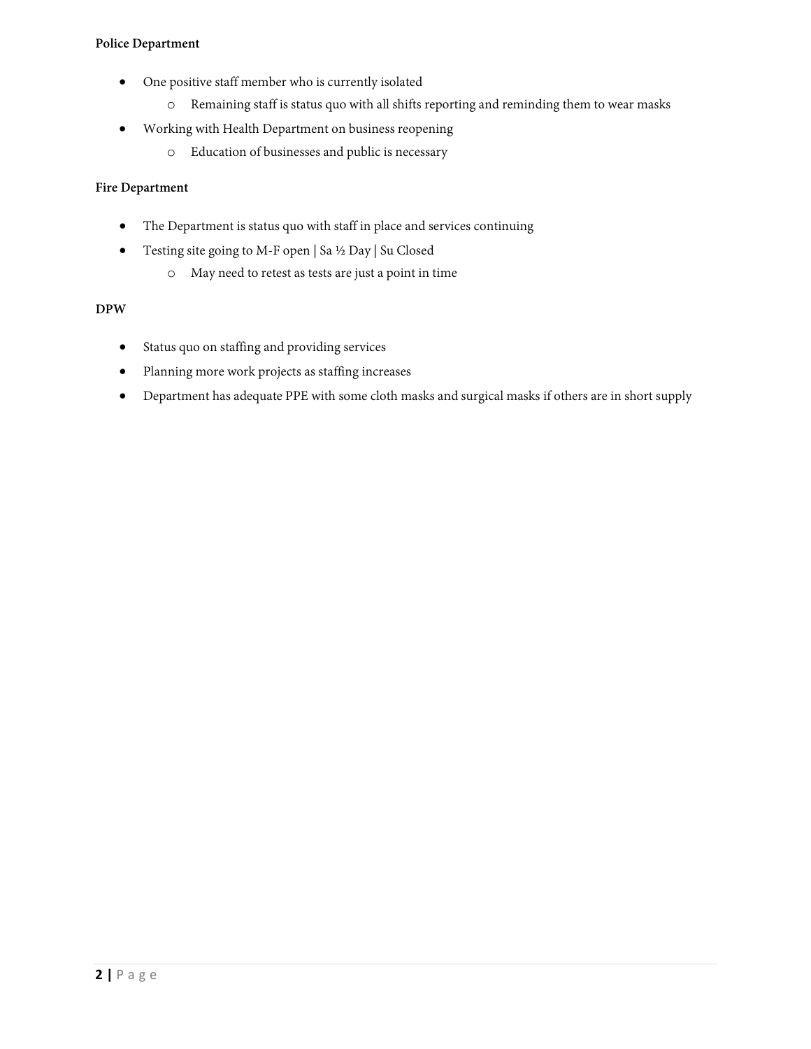**Police Department**

- One positive staff member who is currently isolated
  - Remaining staff is status quo with all shifts reporting and reminding them to wear masks
- Working with Health Department on business reopening
  - Education of businesses and public is necessary

**Fire Department**

- The Department is status quo with staff in place and services continuing
- Testing site going to M-F open | Sa ½ Day | Su Closed
  - May need to retest as tests are just a point in time

**DPW**

- Status quo on staffing and providing services
- Planning more work projects as staffing increases
- Department has adequate PPE with some cloth masks and surgical masks if others are in short supply